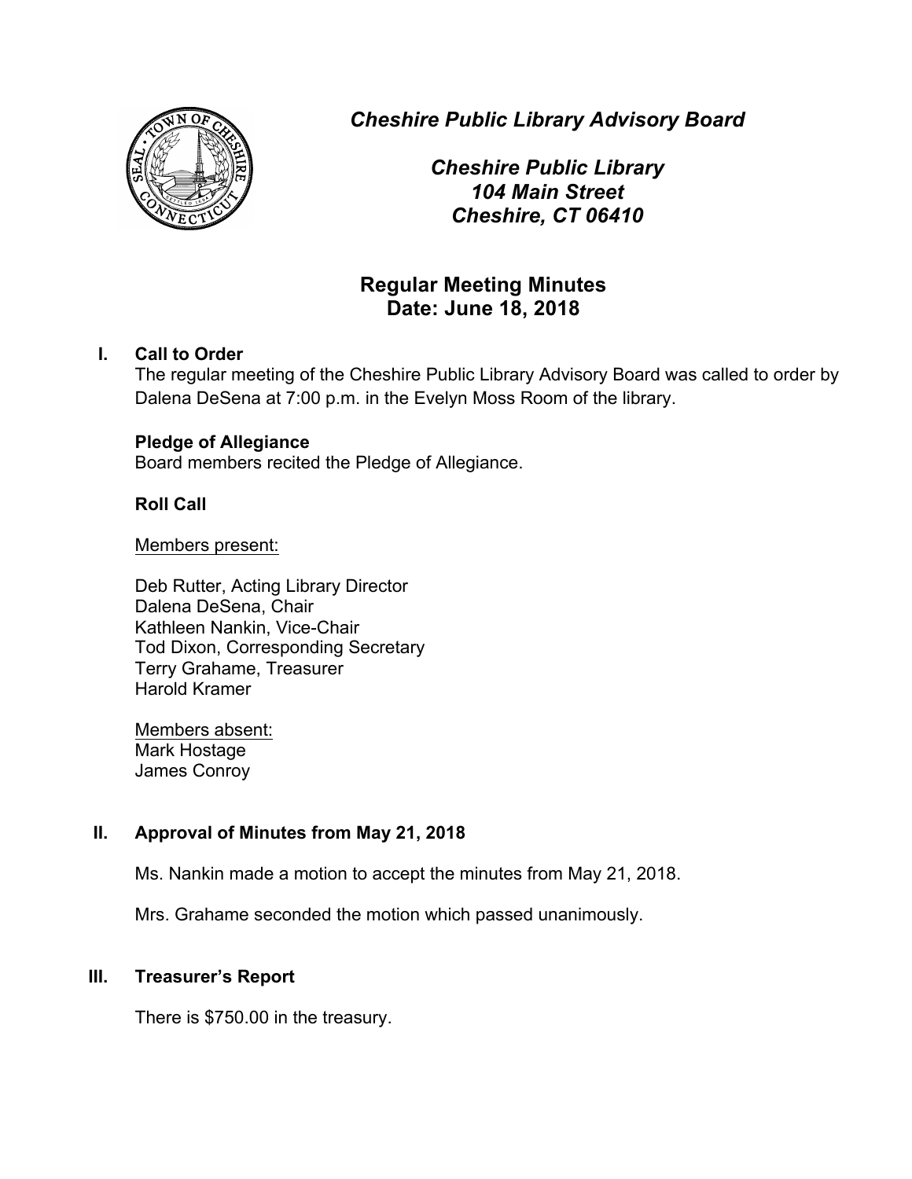*Cheshire Public Library Advisory Board*

*Cheshire Public Library*
*104 Main Street*
*Cheshire, CT 06410*

# Regular Meeting Minutes
## Date: June 18, 2018

## I. Call to Order

The regular meeting of the Cheshire Public Library Advisory Board was called to order by Dalena DeSena at 7:00 p.m. in the Evelyn Moss Room of the library.

**Pledge of Allegiance**

Board members recited the Pledge of Allegiance.

**Roll Call**

Members present:

Deb Rutter, Acting Library Director
Dalena DeSena, Chair
Kathleen Nankin, Vice-Chair
Tod Dixon, Corresponding Secretary
Terry Grahame, Treasurer
Harold Kramer

Members absent:
Mark Hostage
James Conroy

## II. Approval of Minutes from May 21, 2018

Ms. Nankin made a motion to accept the minutes from May 21, 2018.

Mrs. Grahame seconded the motion which passed unanimously.

## III. Treasurer's Report

There is $750.00 in the treasury.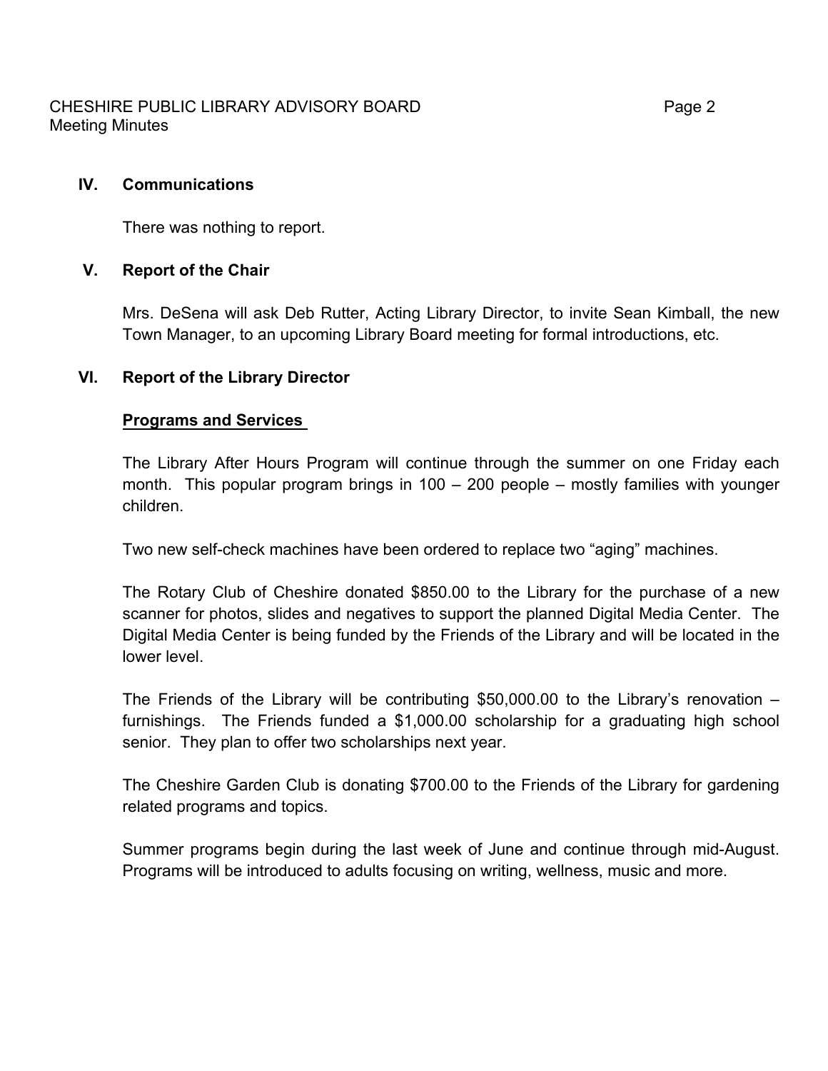## IV. Communications

There was nothing to report.

## V. Report of the Chair

Mrs. DeSena will ask Deb Rutter, Acting Library Director, to invite Sean Kimball, the new Town Manager, to an upcoming Library Board meeting for formal introductions, etc.

## VI. Report of the Library Director

**Programs and Services**

The Library After Hours Program will continue through the summer on one Friday each month. This popular program brings in 100 – 200 people – mostly families with younger children.

Two new self-check machines have been ordered to replace two "aging" machines.

The Rotary Club of Cheshire donated $850.00 to the Library for the purchase of a new scanner for photos, slides and negatives to support the planned Digital Media Center. The Digital Media Center is being funded by the Friends of the Library and will be located in the lower level.

The Friends of the Library will be contributing $50,000.00 to the Library's renovation – furnishings. The Friends funded a $1,000.00 scholarship for a graduating high school senior. They plan to offer two scholarships next year.

The Cheshire Garden Club is donating $700.00 to the Friends of the Library for gardening related programs and topics.

Summer programs begin during the last week of June and continue through mid-August. Programs will be introduced to adults focusing on writing, wellness, music and more.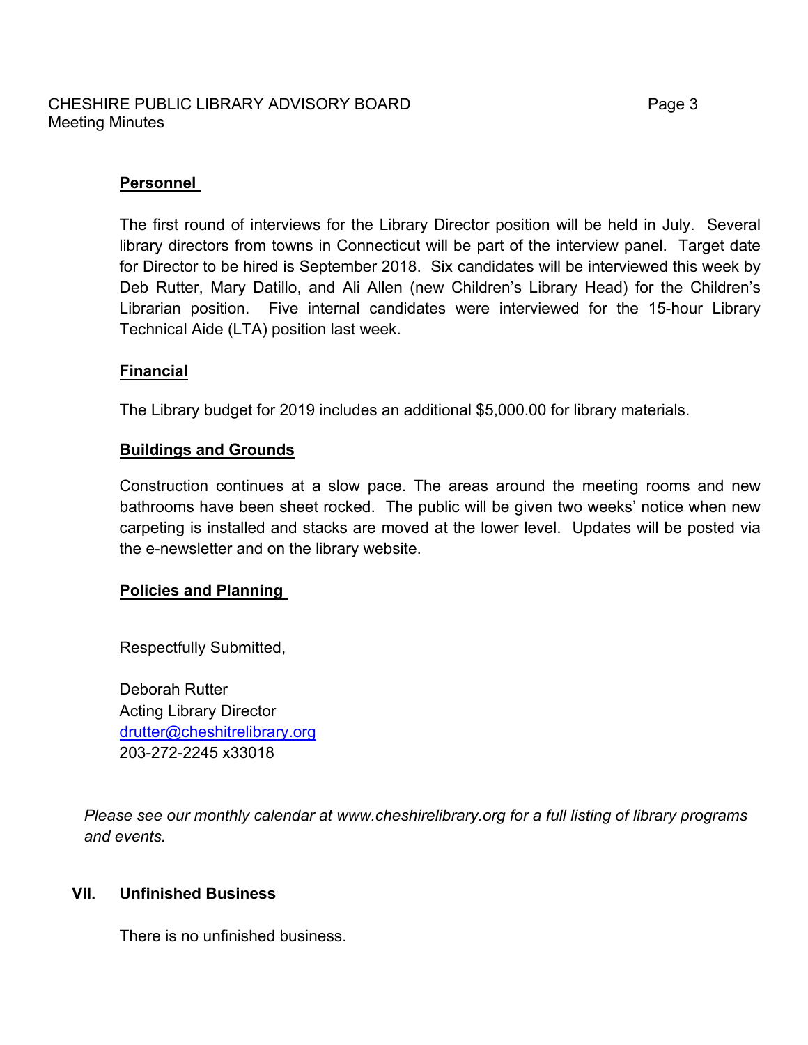**Personnel**

The first round of interviews for the Library Director position will be held in July. Several library directors from towns in Connecticut will be part of the interview panel. Target date for Director to be hired is September 2018. Six candidates will be interviewed this week by Deb Rutter, Mary Datillo, and Ali Allen (new Children's Library Head) for the Children's Librarian position. Five internal candidates were interviewed for the 15-hour Library Technical Aide (LTA) position last week.

**Financial**

The Library budget for 2019 includes an additional $5,000.00 for library materials.

**Buildings and Grounds**

Construction continues at a slow pace. The areas around the meeting rooms and new bathrooms have been sheet rocked. The public will be given two weeks' notice when new carpeting is installed and stacks are moved at the lower level. Updates will be posted via the e-newsletter and on the library website.

**Policies and Planning**

Respectfully Submitted,

Deborah Rutter
Acting Library Director
drutter@cheshitrelibrary.org
203-272-2245 x33018

*Please see our monthly calendar at www.cheshirelibrary.org for a full listing of library programs and events.*

## VII. Unfinished Business

There is no unfinished business.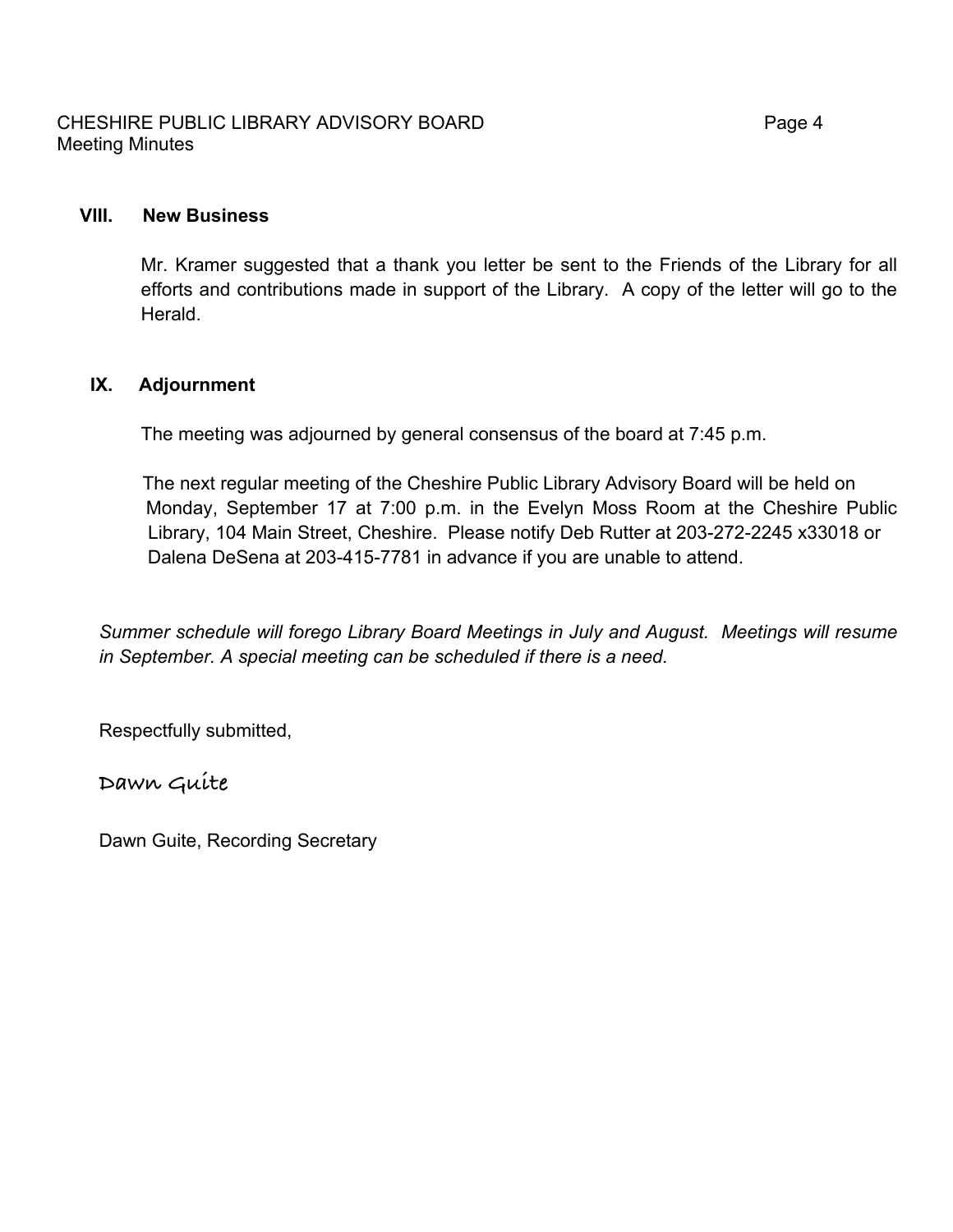## VIII. New Business

Mr. Kramer suggested that a thank you letter be sent to the Friends of the Library for all efforts and contributions made in support of the Library. A copy of the letter will go to the Herald.

## IX. Adjournment

The meeting was adjourned by general consensus of the board at 7:45 p.m.

The next regular meeting of the Cheshire Public Library Advisory Board will be held on Monday, September 17 at 7:00 p.m. in the Evelyn Moss Room at the Cheshire Public Library, 104 Main Street, Cheshire. Please notify Deb Rutter at 203-272-2245 x33018 or Dalena DeSena at 203-415-7781 in advance if you are unable to attend.

*Summer schedule will forego Library Board Meetings in July and August. Meetings will resume in September. A special meeting can be scheduled if there is a need.*

Respectfully submitted,

Dawn Guite

Dawn Guite, Recording Secretary